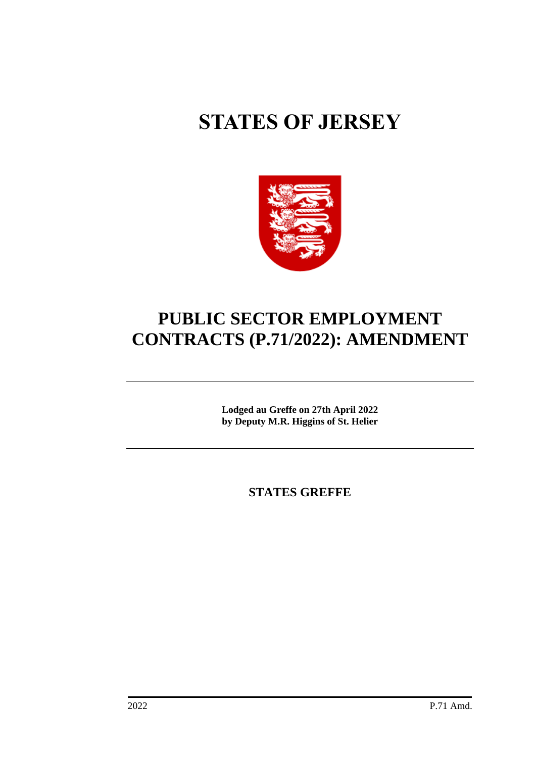# STATES OF JERSEY

# PUBLIC SECTOR EMPLOYMENT CONTRACTS (P.71/2022): AMENDMENT

**Lodged au Greffe on 27th April 2022**
**by Deputy M.R. Higgins of St. Helier**

**STATES GREFFE**

2022 P.71 Amd.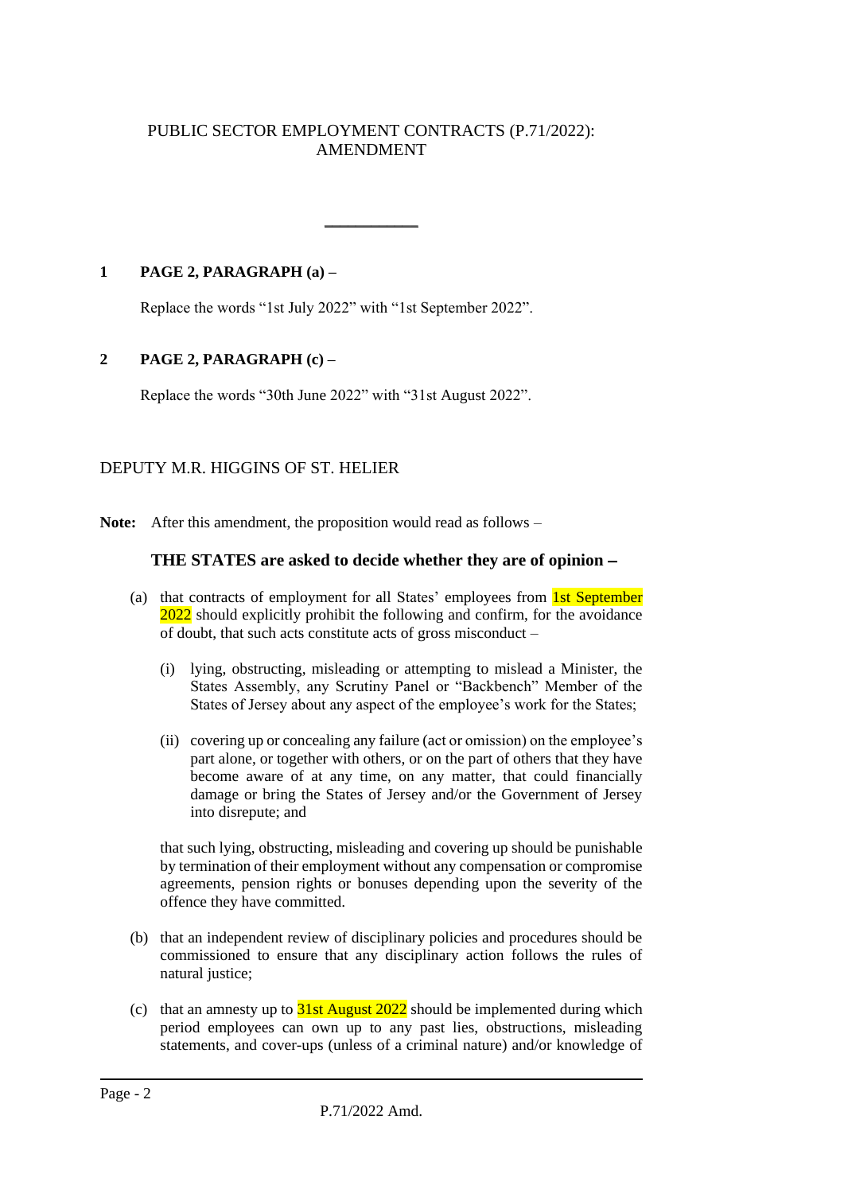PUBLIC SECTOR EMPLOYMENT CONTRACTS (P.71/2022): AMENDMENT

---

**1 PAGE 2, PARAGRAPH (a) –**

Replace the words "1st July 2022" with "1st September 2022".

**2 PAGE 2, PARAGRAPH (c) –**

Replace the words "30th June 2022" with "31st August 2022".

DEPUTY M.R. HIGGINS OF ST. HELIER

**Note:** After this amendment, the proposition would read as follows –

**THE STATES are asked to decide whether they are of opinion** −

(a) that contracts of employment for all States' employees from 1st September 2022 should explicitly prohibit the following and confirm, for the avoidance of doubt, that such acts constitute acts of gross misconduct –

(i) lying, obstructing, misleading or attempting to mislead a Minister, the States Assembly, any Scrutiny Panel or "Backbench" Member of the States of Jersey about any aspect of the employee's work for the States;

(ii) covering up or concealing any failure (act or omission) on the employee's part alone, or together with others, or on the part of others that they have become aware of at any time, on any matter, that could financially damage or bring the States of Jersey and/or the Government of Jersey into disrepute; and

that such lying, obstructing, misleading and covering up should be punishable by termination of their employment without any compensation or compromise agreements, pension rights or bonuses depending upon the severity of the offence they have committed.

(b) that an independent review of disciplinary policies and procedures should be commissioned to ensure that any disciplinary action follows the rules of natural justice;

(c) that an amnesty up to 31st August 2022 should be implemented during which period employees can own up to any past lies, obstructions, misleading statements, and cover-ups (unless of a criminal nature) and/or knowledge of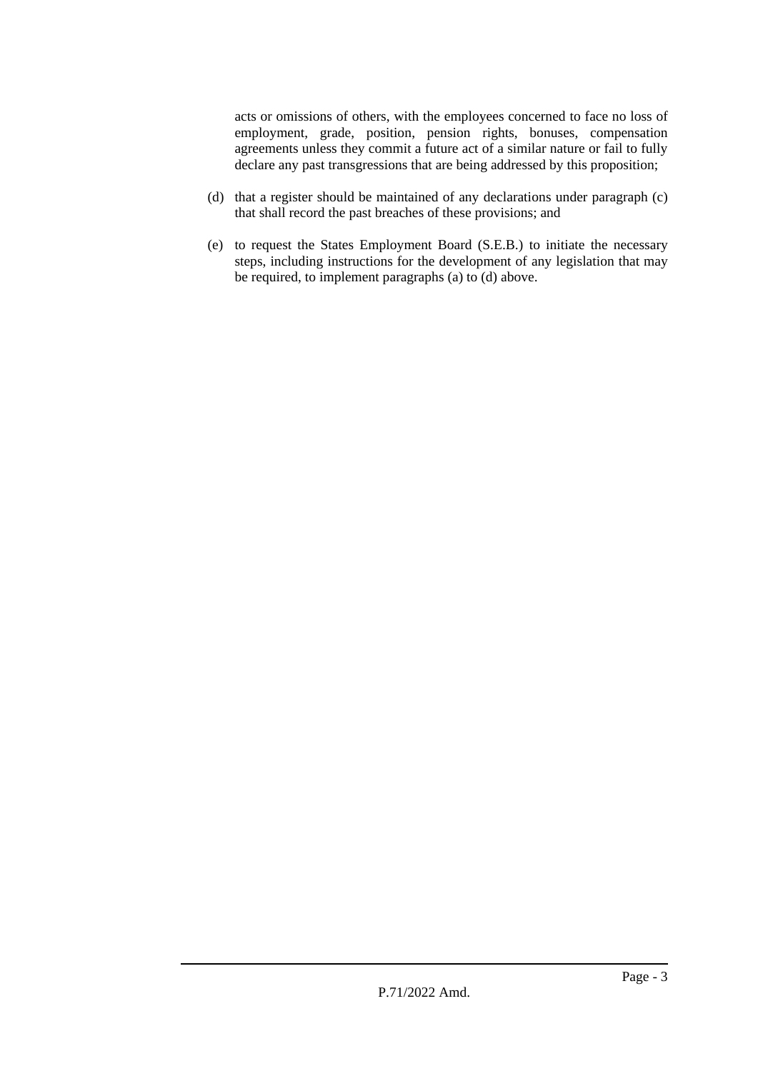acts or omissions of others, with the employees concerned to face no loss of employment, grade, position, pension rights, bonuses, compensation agreements unless they commit a future act of a similar nature or fail to fully declare any past transgressions that are being addressed by this proposition;

(d) that a register should be maintained of any declarations under paragraph (c) that shall record the past breaches of these provisions; and

(e) to request the States Employment Board (S.E.B.) to initiate the necessary steps, including instructions for the development of any legislation that may be required, to implement paragraphs (a) to (d) above.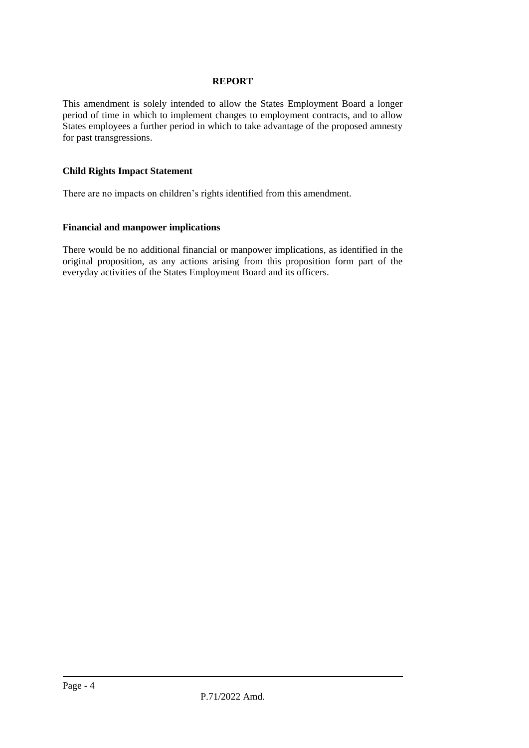## REPORT

This amendment is solely intended to allow the States Employment Board a longer period of time in which to implement changes to employment contracts, and to allow States employees a further period in which to take advantage of the proposed amnesty for past transgressions.

### Child Rights Impact Statement

There are no impacts on children's rights identified from this amendment.

### Financial and manpower implications

There would be no additional financial or manpower implications, as identified in the original proposition, as any actions arising from this proposition form part of the everyday activities of the States Employment Board and its officers.